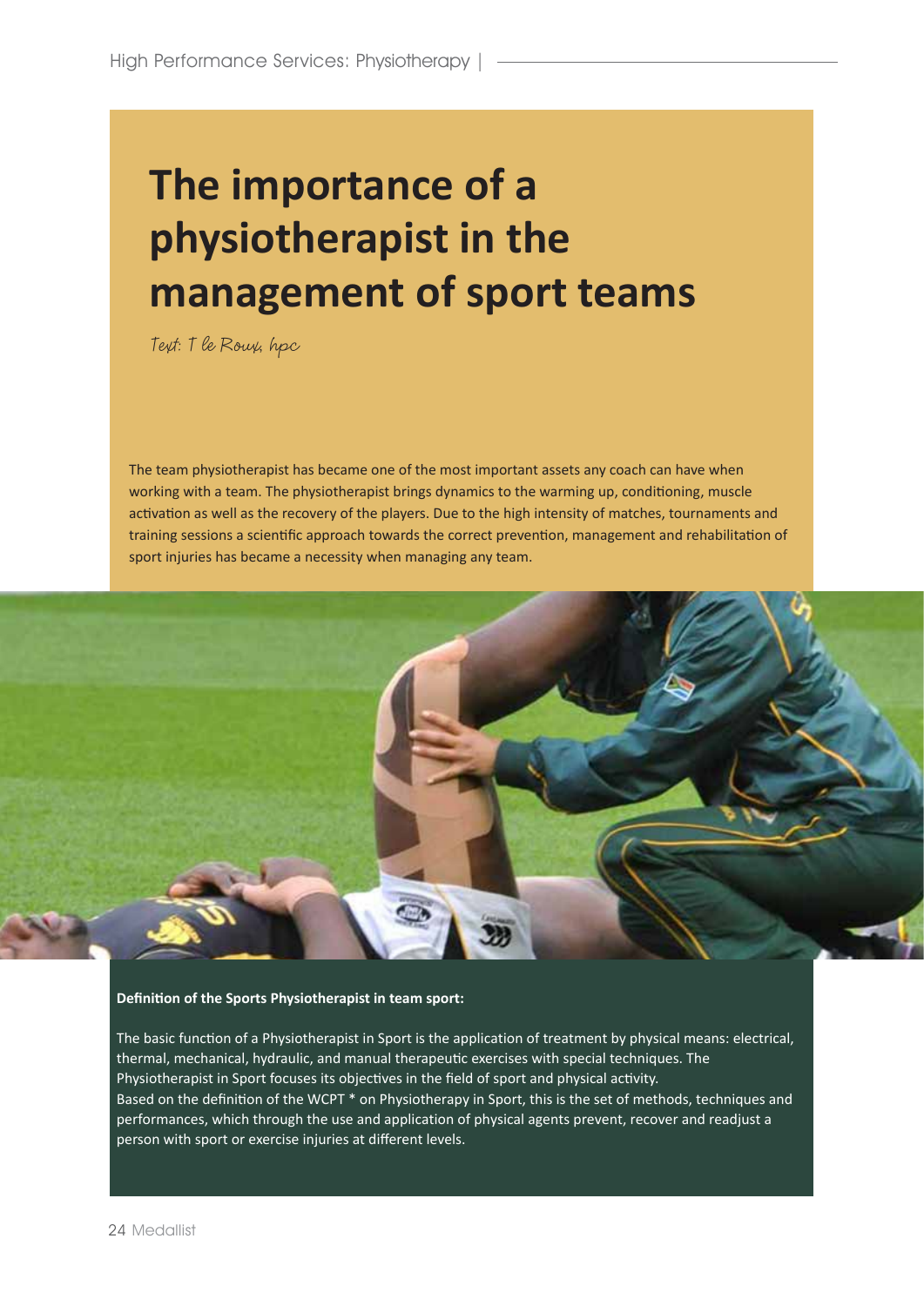# The importance of a physiotherapist in the management of sport teams

*Text: T le Roux, hpc*

The team physiotherapist has became one of the most important assets any coach can have when working with a team. The physiotherapist brings dynamics to the warming up, conditioning, muscle activation as well as the recovery of the players. Due to the high intensity of matches, tournaments and training sessions a scientific approach towards the correct prevention, management and rehabilitation of sport injuries has became a necessity when managing any team.

**Definition of the Sports Physiotherapist in team sport:**

The basic function of a Physiotherapist in Sport is the application of treatment by physical means: electrical, thermal, mechanical, hydraulic, and manual therapeutic exercises with special techniques. The Physiotherapist in Sport focuses its objectives in the field of sport and physical activity.
Based on the definition of the WCPT * on Physiotherapy in Sport, this is the set of methods, techniques and performances, which through the use and application of physical agents prevent, recover and readjust a person with sport or exercise injuries at different levels.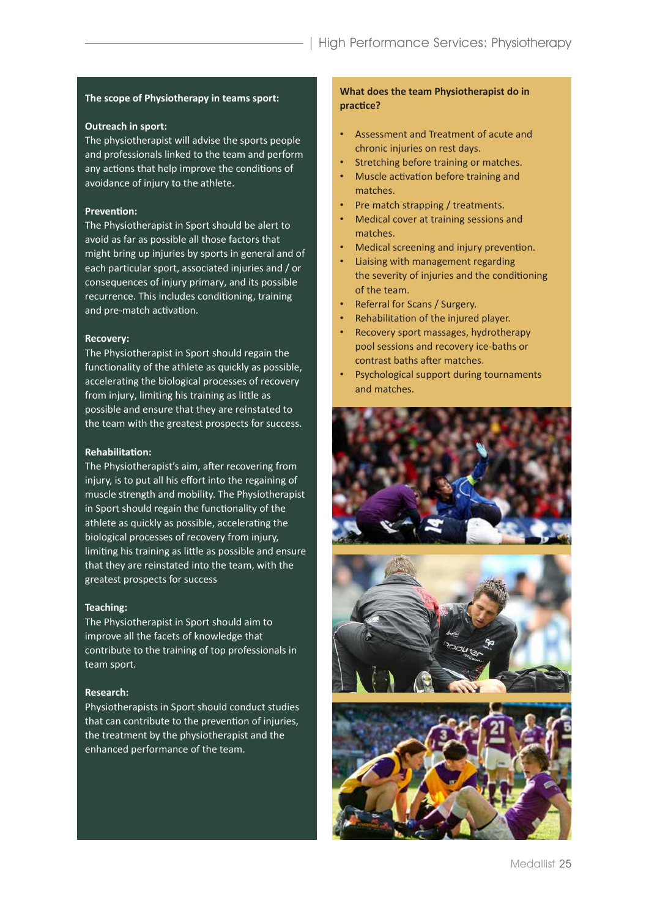## The scope of Physiotherapy in teams sport:

**Outreach in sport:**
The physiotherapist will advise the sports people and professionals linked to the team and perform any actions that help improve the conditions of avoidance of injury to the athlete.

**Prevention:**
The Physiotherapist in Sport should be alert to avoid as far as possible all those factors that might bring up injuries by sports in general and of each particular sport, associated injuries and / or consequences of injury primary, and its possible recurrence. This includes conditioning, training and pre-match activation.

**Recovery:**
The Physiotherapist in Sport should regain the functionality of the athlete as quickly as possible, accelerating the biological processes of recovery from injury, limiting his training as little as possible and ensure that they are reinstated to the team with the greatest prospects for success.

**Rehabilitation:**
The Physiotherapist's aim, after recovering from injury, is to put all his effort into the regaining of muscle strength and mobility. The Physiotherapist in Sport should regain the functionality of the athlete as quickly as possible, accelerating the biological processes of recovery from injury, limiting his training as little as possible and ensure that they are reinstated into the team, with the greatest prospects for success

**Teaching:**
The Physiotherapist in Sport should aim to improve all the facets of knowledge that contribute to the training of top professionals in team sport.

**Research:**
Physiotherapists in Sport should conduct studies that can contribute to the prevention of injuries, the treatment by the physiotherapist and the enhanced performance of the team.

## What does the team Physiotherapist do in practice?

- Assessment and Treatment of acute and chronic injuries on rest days.
- Stretching before training or matches.
- Muscle activation before training and matches.
- Pre match strapping / treatments.
- Medical cover at training sessions and matches.
- Medical screening and injury prevention.
- Liaising with management regarding the severity of injuries and the conditioning of the team.
- Referral for Scans / Surgery.
- Rehabilitation of the injured player.
- Recovery sport massages, hydrotherapy pool sessions and recovery ice-baths or contrast baths after matches.
- Psychological support during tournaments and matches.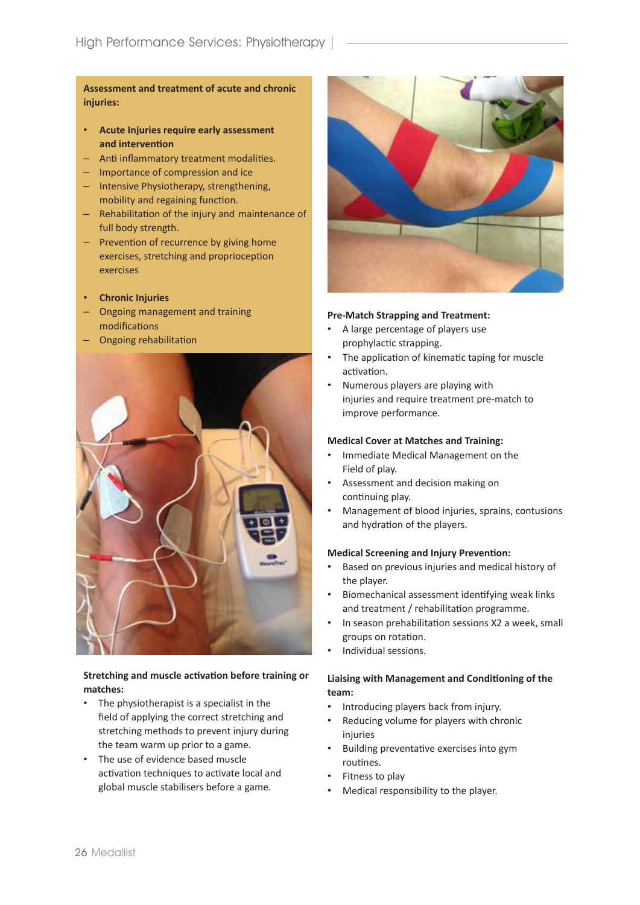**Assessment and treatment of acute and chronic injuries:**

- **Acute Injuries require early assessment and intervention**
  - Anti inflammatory treatment modalities.
  - Importance of compression and ice
  - Intensive Physiotherapy, strengthening, mobility and regaining function.
  - Rehabilitation of the injury and maintenance of full body strength.
  - Prevention of recurrence by giving home exercises, stretching and proprioception exercises
- **Chronic Injuries**
  - Ongoing management and training modifications
  - Ongoing rehabilitation

**Stretching and muscle activation before training or matches:**

- The physiotherapist is a specialist in the field of applying the correct stretching and stretching methods to prevent injury during the team warm up prior to a game.
- The use of evidence based muscle activation techniques to activate local and global muscle stabilisers before a game.

**Pre-Match Strapping and Treatment:**

- A large percentage of players use prophylactic strapping.
- The application of kinematic taping for muscle activation.
- Numerous players are playing with injuries and require treatment pre-match to improve performance.

**Medical Cover at Matches and Training:**

- Immediate Medical Management on the Field of play.
- Assessment and decision making on continuing play.
- Management of blood injuries, sprains, contusions and hydration of the players.

**Medical Screening and Injury Prevention:**

- Based on previous injuries and medical history of the player.
- Biomechanical assessment identifying weak links and treatment / rehabilitation programme.
- In season prehabilitation sessions X2 a week, small groups on rotation.
- Individual sessions.

**Liaising with Management and Conditioning of the team:**

- Introducing players back from injury.
- Reducing volume for players with chronic injuries
- Building preventative exercises into gym routines.
- Fitness to play
- Medical responsibility to the player.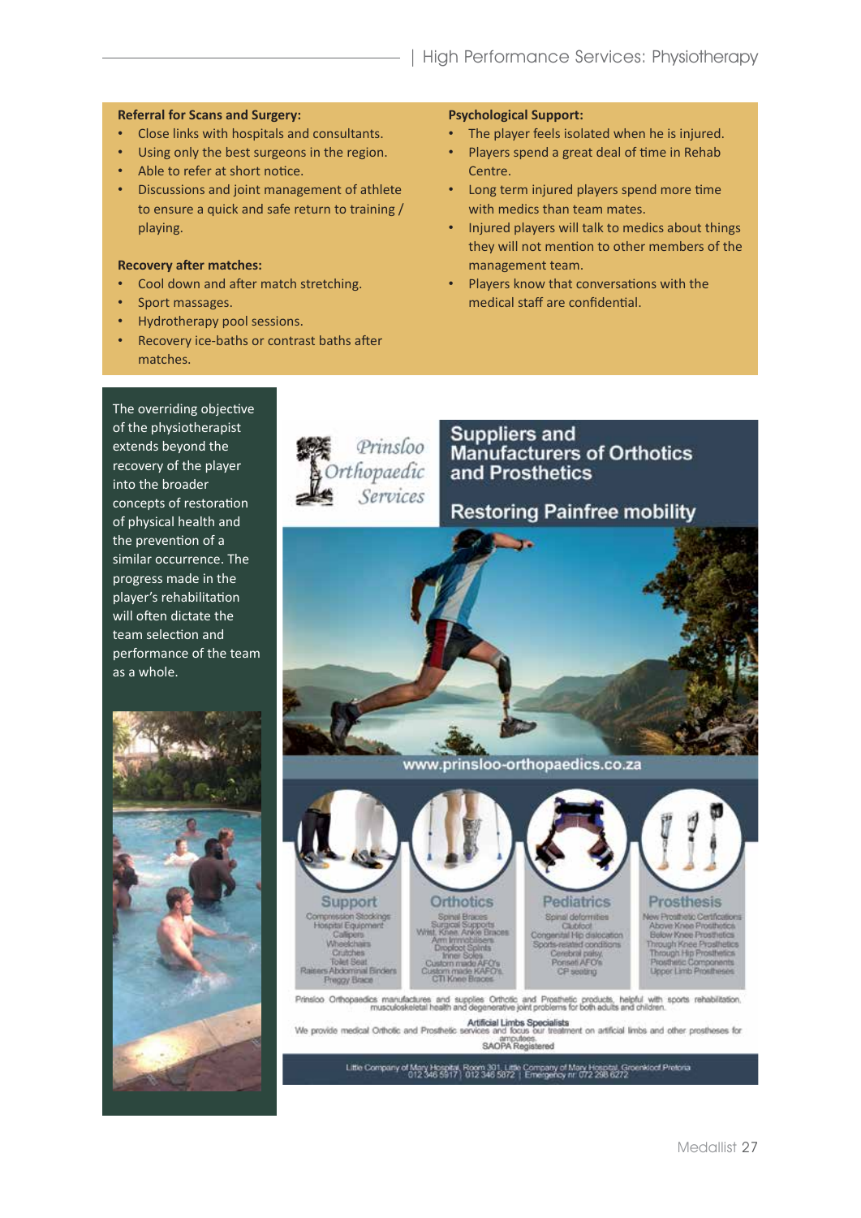**Referral for Scans and Surgery:**

- Close links with hospitals and consultants.
- Using only the best surgeons in the region.
- Able to refer at short notice.
- Discussions and joint management of athlete to ensure a quick and safe return to training / playing.

**Recovery after matches:**

- Cool down and after match stretching.
- Sport massages.
- Hydrotherapy pool sessions.
- Recovery ice-baths or contrast baths after matches.

**Psychological Support:**

- The player feels isolated when he is injured.
- Players spend a great deal of time in Rehab Centre.
- Long term injured players spend more time with medics than team mates.
- Injured players will talk to medics about things they will not mention to other members of the management team.
- Players know that conversations with the medical staff are confidential.

The overriding objective of the physiotherapist extends beyond the recovery of the player into the broader concepts of restoration of physical health and the prevention of a similar occurrence. The progress made in the player's rehabilitation will often dictate the team selection and performance of the team as a whole.

Prinsloo Orthopaedic Services

**Suppliers and Manufacturers of Orthotics and Prosthetics**

**Restoring Painfree mobility**

www.prinsloo-orthopaedics.co.za

**Support**
Compression Stockings
Hospital Equipment
Callipers
Wheelchairs
Crutches
Toilet Seat
Raisers Abdominal Binders
Preggy Brace

**Orthotics**
Spinal Braces
Surgical Supports
Wrist, Knee, Ankle Braces
Arm Immobilisers
Dropfoot Splints
Inner Soles
Custom made AFO's
Custom made KAFO's
CTI Knee Braces

**Pediatrics**
Spinal deformities
Clubfoot
Congenital Hip dislocation
Sports-related conditions
Cerebral palsy
Ponseti AFO's
CP seating

**Prosthesis**
New Prosthetic Certifications
Above Knee Prosthetics
Below Knee Prosthetics
Through Knee Prosthetics
Through Hip Prosthetics
Prosthetic Components
Upper Limb Prostheses

Prinsloo Orthopaedics manufactures and supplies Orthotic and Prosthetic products, helpful with sports rehabilitation, musculoskeletal health and degenerative joint problems for both adults and children.

**Artificial Limbs Specialists**
We provide medical Orthotic and Prosthetic services and focus our treatment on artificial limbs and other prostheses for amputees.
SAOPA Registered

Little Company of Mary Hospital, Room 301, Little Company of Mary Hospital, Groenkloof Pretoria
012 346 5917 | 012 346 5872 | Emergency nr: 072 298 6272